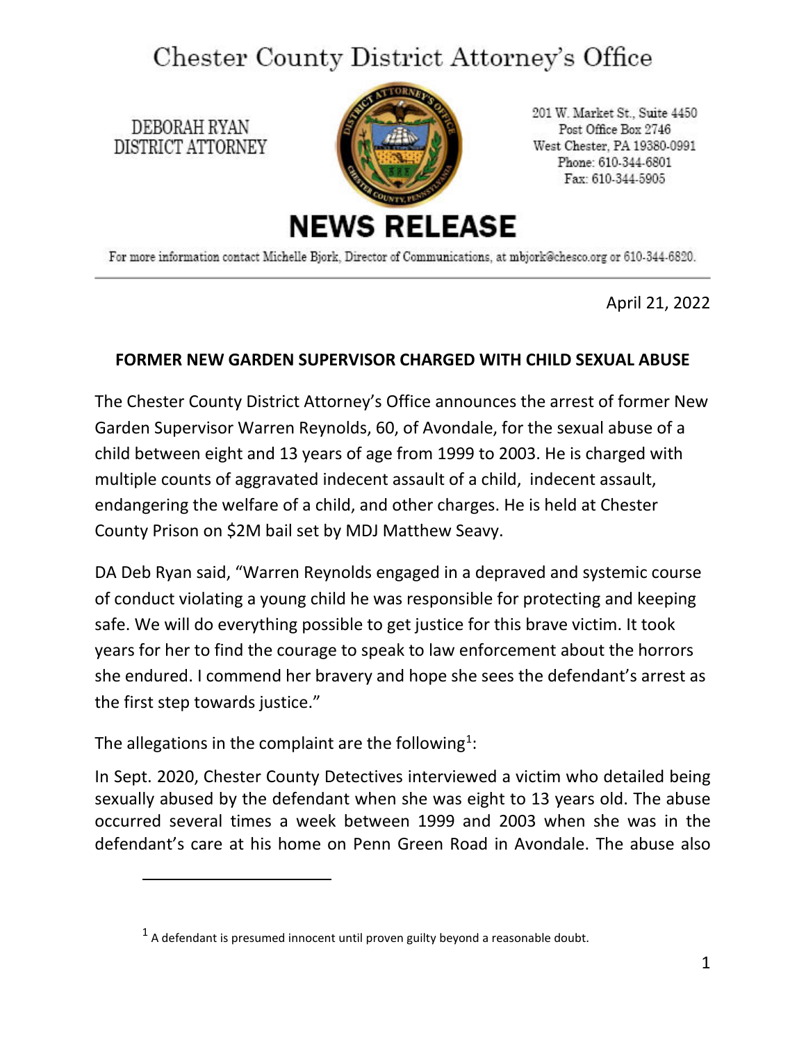# Chester County District Attorney's Office

DEBORAH RYAN
DISTRICT ATTORNEY

201 W. Market St., Suite 4450
Post Office Box 2746
West Chester, PA 19380-0991
Phone: 610-344-6801
Fax: 610-344-5905

## NEWS RELEASE

For more information contact Michelle Bjork, Director of Communications, at mbjork@chesco.org or 610-344-6820.

---

April 21, 2022

**FORMER NEW GARDEN SUPERVISOR CHARGED WITH CHILD SEXUAL ABUSE**

The Chester County District Attorney's Office announces the arrest of former New Garden Supervisor Warren Reynolds, 60, of Avondale, for the sexual abuse of a child between eight and 13 years of age from 1999 to 2003. He is charged with multiple counts of aggravated indecent assault of a child, indecent assault, endangering the welfare of a child, and other charges. He is held at Chester County Prison on $2M bail set by MDJ Matthew Seavy.

DA Deb Ryan said, "Warren Reynolds engaged in a depraved and systemic course of conduct violating a young child he was responsible for protecting and keeping safe. We will do everything possible to get justice for this brave victim. It took years for her to find the courage to speak to law enforcement about the horrors she endured. I commend her bravery and hope she sees the defendant's arrest as the first step towards justice."

The allegations in the complaint are the following[1]:

In Sept. 2020, Chester County Detectives interviewed a victim who detailed being sexually abused by the defendant when she was eight to 13 years old. The abuse occurred several times a week between 1999 and 2003 when she was in the defendant's care at his home on Penn Green Road in Avondale. The abuse also

[1] A defendant is presumed innocent until proven guilty beyond a reasonable doubt.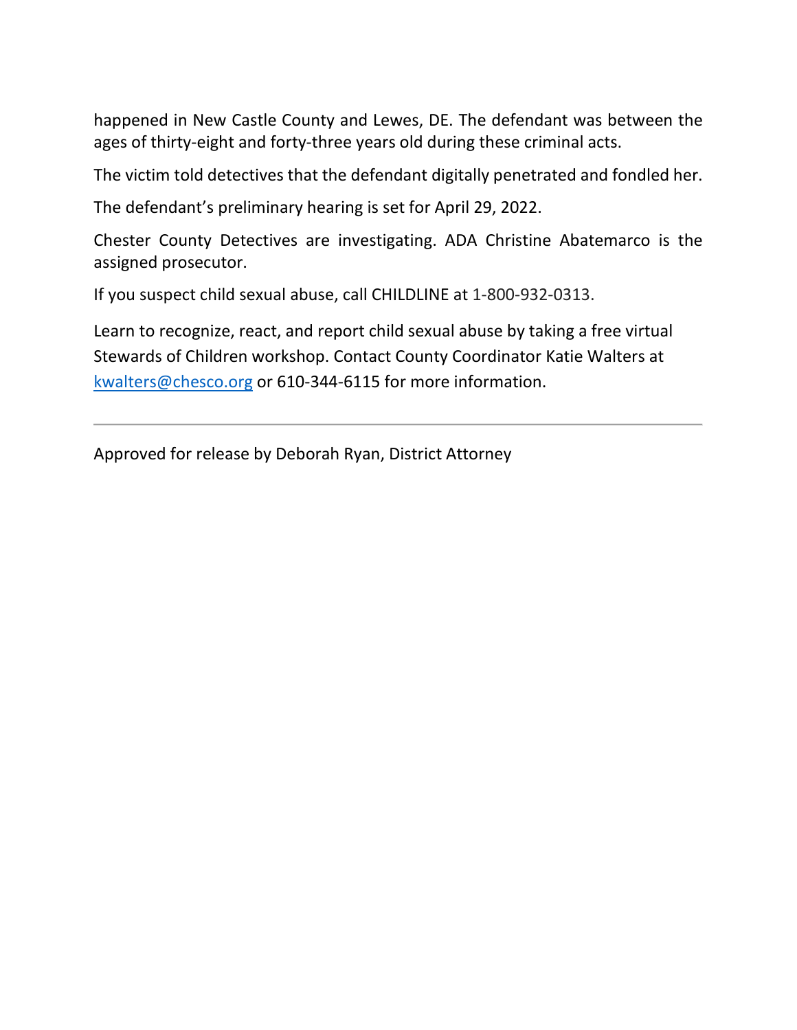happened in New Castle County and Lewes, DE. The defendant was between the ages of thirty-eight and forty-three years old during these criminal acts.

The victim told detectives that the defendant digitally penetrated and fondled her.

The defendant's preliminary hearing is set for April 29, 2022.

Chester County Detectives are investigating. ADA Christine Abatemarco is the assigned prosecutor.

If you suspect child sexual abuse, call CHILDLINE at 1-800-932-0313.

Learn to recognize, react, and report child sexual abuse by taking a free virtual Stewards of Children workshop. Contact County Coordinator Katie Walters at [kwalters@chesco.org](mailto:kwalters@chesco.org) or 610-344-6115 for more information.

---

Approved for release by Deborah Ryan, District Attorney